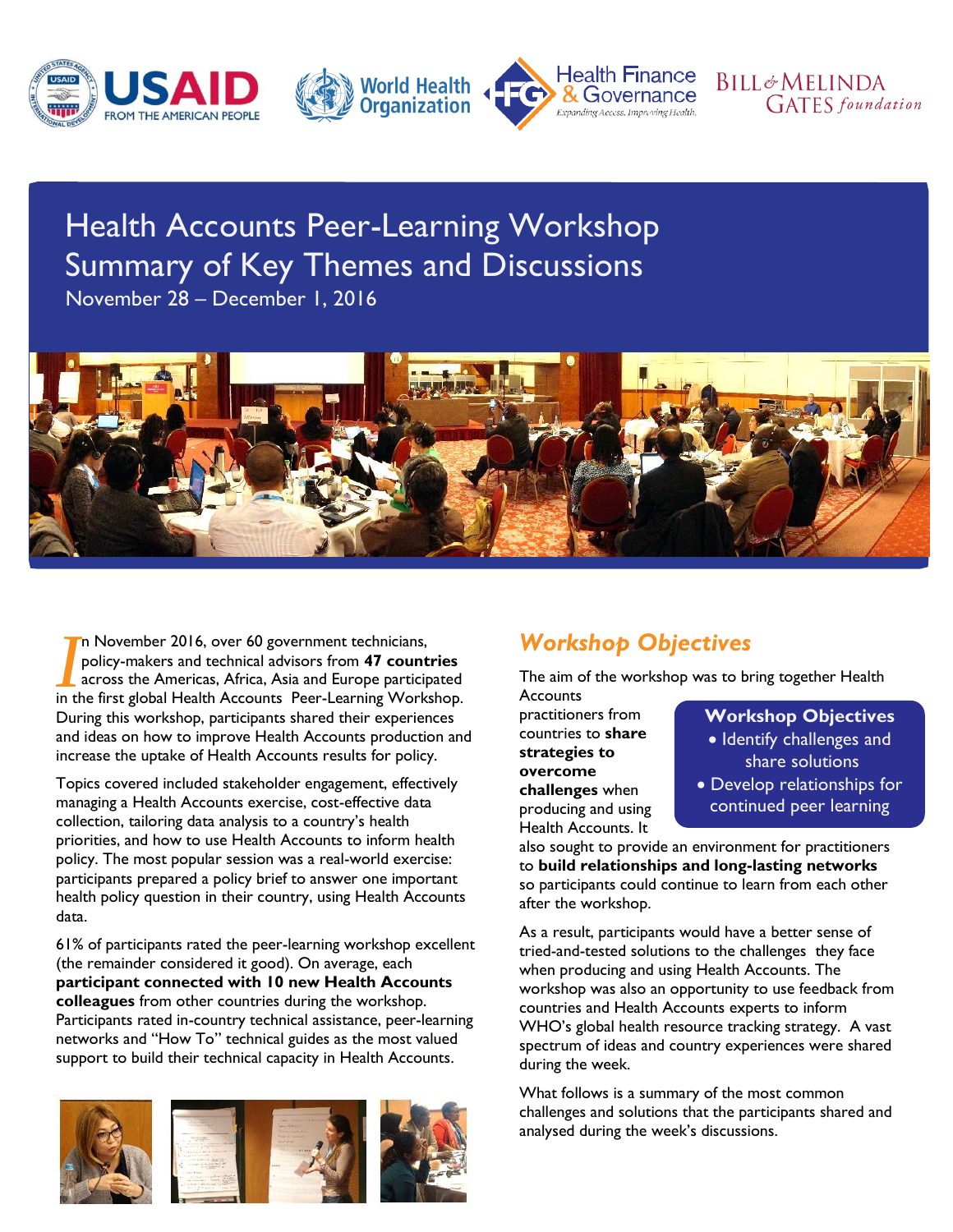# Health Accounts Peer-Learning Workshop Summary of Key Themes and Discussions

November 28 – December 1, 2016

In November 2016, over 60 government technicians, policy-makers and technical advisors from **47 countries** across the Americas, Africa, Asia and Europe participated in the first global Health Accounts Peer-Learning Workshop. During this workshop, participants shared their experiences and ideas on how to improve Health Accounts production and increase the uptake of Health Accounts results for policy.

Topics covered included stakeholder engagement, effectively managing a Health Accounts exercise, cost-effective data collection, tailoring data analysis to a country's health priorities, and how to use Health Accounts to inform health policy. The most popular session was a real-world exercise: participants prepared a policy brief to answer one important health policy question in their country, using Health Accounts data.

61% of participants rated the peer-learning workshop excellent (the remainder considered it good). On average, each **participant connected with 10 new Health Accounts colleagues** from other countries during the workshop. Participants rated in-country technical assistance, peer-learning networks and "How To" technical guides as the most valued support to build their technical capacity in Health Accounts.

## *Workshop Objectives*

The aim of the workshop was to bring together Health Accounts practitioners from countries to **share strategies to overcome challenges** when producing and using Health Accounts. It also sought to provide an environment for practitioners to **build relationships and long-lasting networks** so participants could continue to learn from each other after the workshop.

> **Workshop Objectives**
> - Identify challenges and share solutions
> - Develop relationships for continued peer learning

As a result, participants would have a better sense of tried-and-tested solutions to the challenges they face when producing and using Health Accounts. The workshop was also an opportunity to use feedback from countries and Health Accounts experts to inform WHO's global health resource tracking strategy. A vast spectrum of ideas and country experiences were shared during the week.

What follows is a summary of the most common challenges and solutions that the participants shared and analysed during the week's discussions.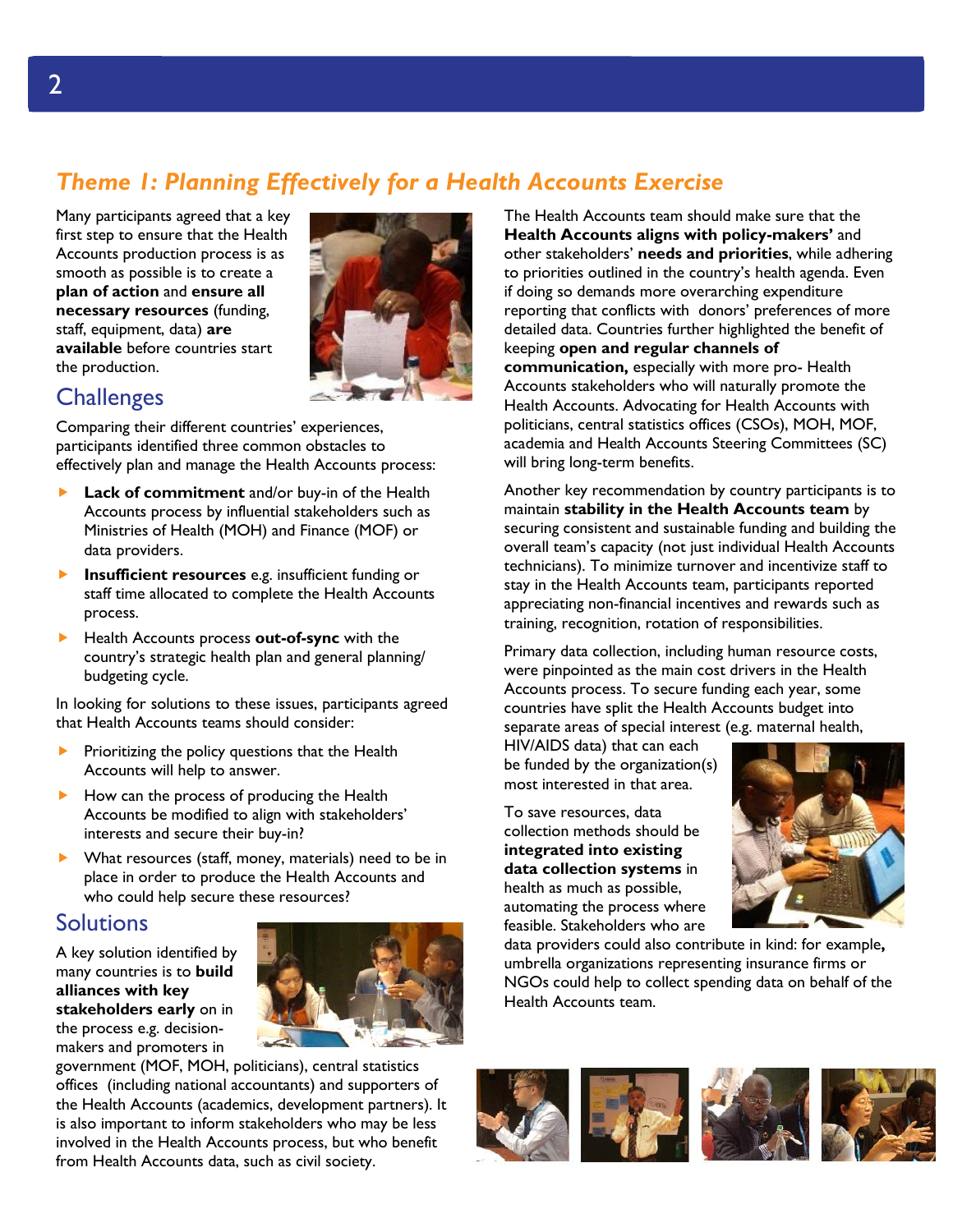## Theme 1: Planning Effectively for a Health Accounts Exercise

Many participants agreed that a key first step to ensure that the Health Accounts production process is as smooth as possible is to create a **plan of action** and **ensure all necessary resources** (funding, staff, equipment, data) **are available** before countries start the production.

### Challenges

Comparing their different countries' experiences, participants identified three common obstacles to effectively plan and manage the Health Accounts process:

- **Lack of commitment** and/or buy-in of the Health Accounts process by influential stakeholders such as Ministries of Health (MOH) and Finance (MOF) or data providers.
- **Insufficient resources** e.g. insufficient funding or staff time allocated to complete the Health Accounts process.
- Health Accounts process **out-of-sync** with the country's strategic health plan and general planning/ budgeting cycle.

In looking for solutions to these issues, participants agreed that Health Accounts teams should consider:

- Prioritizing the policy questions that the Health Accounts will help to answer.
- How can the process of producing the Health Accounts be modified to align with stakeholders' interests and secure their buy-in?
- What resources (staff, money, materials) need to be in place in order to produce the Health Accounts and who could help secure these resources?

### Solutions

A key solution identified by many countries is to **build alliances with key stakeholders early** on in the process e.g. decision-makers and promoters in government (MOF, MOH, politicians), central statistics offices (including national accountants) and supporters of the Health Accounts (academics, development partners). It is also important to inform stakeholders who may be less involved in the Health Accounts process, but who benefit from Health Accounts data, such as civil society.

The Health Accounts team should make sure that the **Health Accounts aligns with policy-makers'** and other stakeholders' **needs and priorities**, while adhering to priorities outlined in the country's health agenda. Even if doing so demands more overarching expenditure reporting that conflicts with donors' preferences of more detailed data. Countries further highlighted the benefit of keeping **open and regular channels of communication,** especially with more pro- Health Accounts stakeholders who will naturally promote the Health Accounts. Advocating for Health Accounts with politicians, central statistics offices (CSOs), MOH, MOF, academia and Health Accounts Steering Committees (SC) will bring long-term benefits.

Another key recommendation by country participants is to maintain **stability in the Health Accounts team** by securing consistent and sustainable funding and building the overall team's capacity (not just individual Health Accounts technicians). To minimize turnover and incentivize staff to stay in the Health Accounts team, participants reported appreciating non-financial incentives and rewards such as training, recognition, rotation of responsibilities.

Primary data collection, including human resource costs, were pinpointed as the main cost drivers in the Health Accounts process. To secure funding each year, some countries have split the Health Accounts budget into separate areas of special interest (e.g. maternal health, HIV/AIDS data) that can each be funded by the organization(s) most interested in that area.

To save resources, data collection methods should be **integrated into existing data collection systems** in health as much as possible, automating the process where feasible. Stakeholders who are data providers could also contribute in kind: for example**,** umbrella organizations representing insurance firms or NGOs could help to collect spending data on behalf of the Health Accounts team.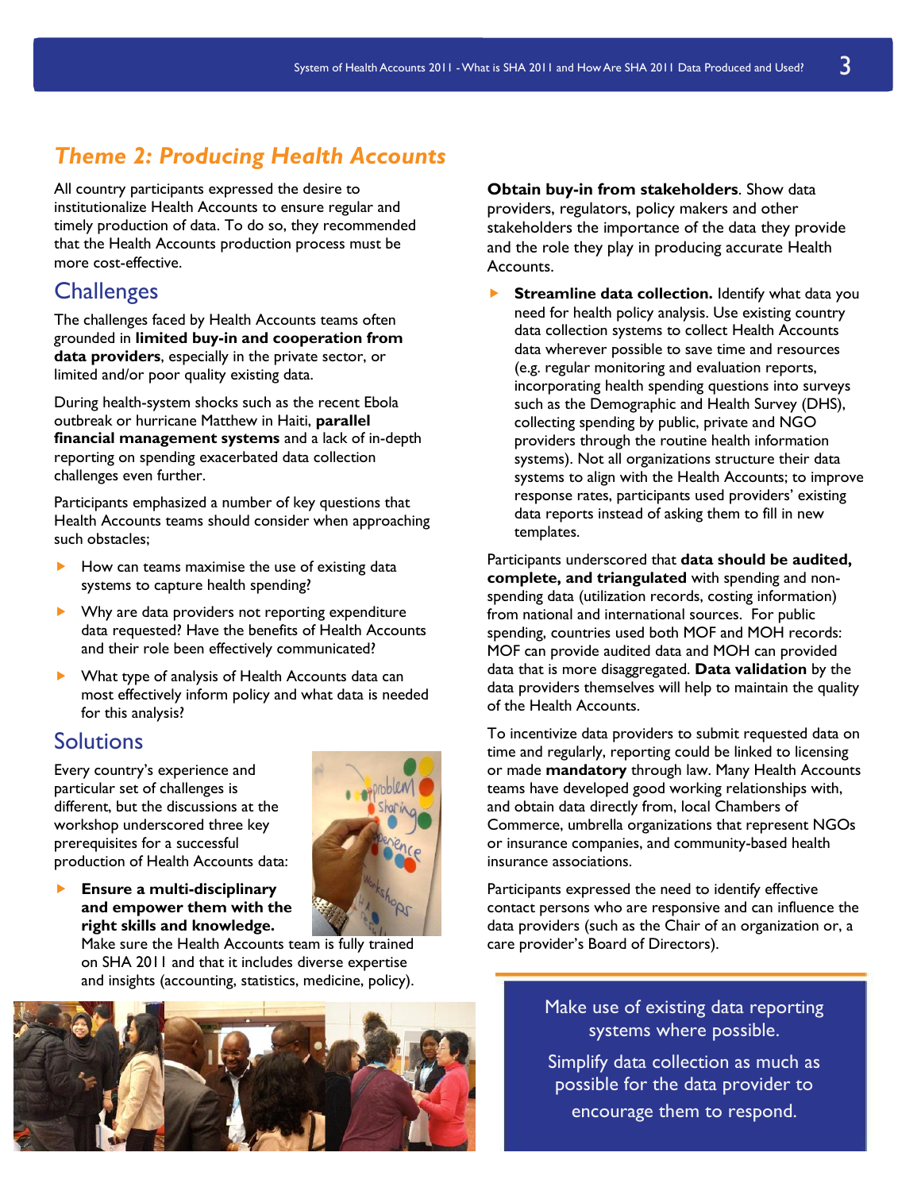## *Theme 2: Producing Health Accounts*

All country participants expressed the desire to institutionalize Health Accounts to ensure regular and timely production of data. To do so, they recommended that the Health Accounts production process must be more cost-effective.

### Challenges

The challenges faced by Health Accounts teams often grounded in **limited buy-in and cooperation from data providers**, especially in the private sector, or limited and/or poor quality existing data.

During health-system shocks such as the recent Ebola outbreak or hurricane Matthew in Haiti, **parallel financial management systems** and a lack of in-depth reporting on spending exacerbated data collection challenges even further.

Participants emphasized a number of key questions that Health Accounts teams should consider when approaching such obstacles;

- How can teams maximise the use of existing data systems to capture health spending?
- Why are data providers not reporting expenditure data requested? Have the benefits of Health Accounts and their role been effectively communicated?
- What type of analysis of Health Accounts data can most effectively inform policy and what data is needed for this analysis?

### Solutions

Every country's experience and particular set of challenges is different, but the discussions at the workshop underscored three key prerequisites for a successful production of Health Accounts data:

- **Ensure a multi-disciplinary and empower them with the right skills and knowledge.** Make sure the Health Accounts team is fully trained on SHA 2011 and that it includes diverse expertise and insights (accounting, statistics, medicine, policy).

**Obtain buy-in from stakeholders**. Show data providers, regulators, policy makers and other stakeholders the importance of the data they provide and the role they play in producing accurate Health Accounts.

- **Streamline data collection.** Identify what data you need for health policy analysis. Use existing country data collection systems to collect Health Accounts data wherever possible to save time and resources (e.g. regular monitoring and evaluation reports, incorporating health spending questions into surveys such as the Demographic and Health Survey (DHS), collecting spending by public, private and NGO providers through the routine health information systems). Not all organizations structure their data systems to align with the Health Accounts; to improve response rates, participants used providers' existing data reports instead of asking them to fill in new templates.

Participants underscored that **data should be audited, complete, and triangulated** with spending and non-spending data (utilization records, costing information) from national and international sources. For public spending, countries used both MOF and MOH records: MOF can provide audited data and MOH can provided data that is more disaggregated. **Data validation** by the data providers themselves will help to maintain the quality of the Health Accounts.

To incentivize data providers to submit requested data on time and regularly, reporting could be linked to licensing or made **mandatory** through law. Many Health Accounts teams have developed good working relationships with, and obtain data directly from, local Chambers of Commerce, umbrella organizations that represent NGOs or insurance companies, and community-based health insurance associations.

Participants expressed the need to identify effective contact persons who are responsive and can influence the data providers (such as the Chair of an organization or, a care provider's Board of Directors).

> Make use of existing data reporting systems where possible.
>
> Simplify data collection as much as possible for the data provider to encourage them to respond.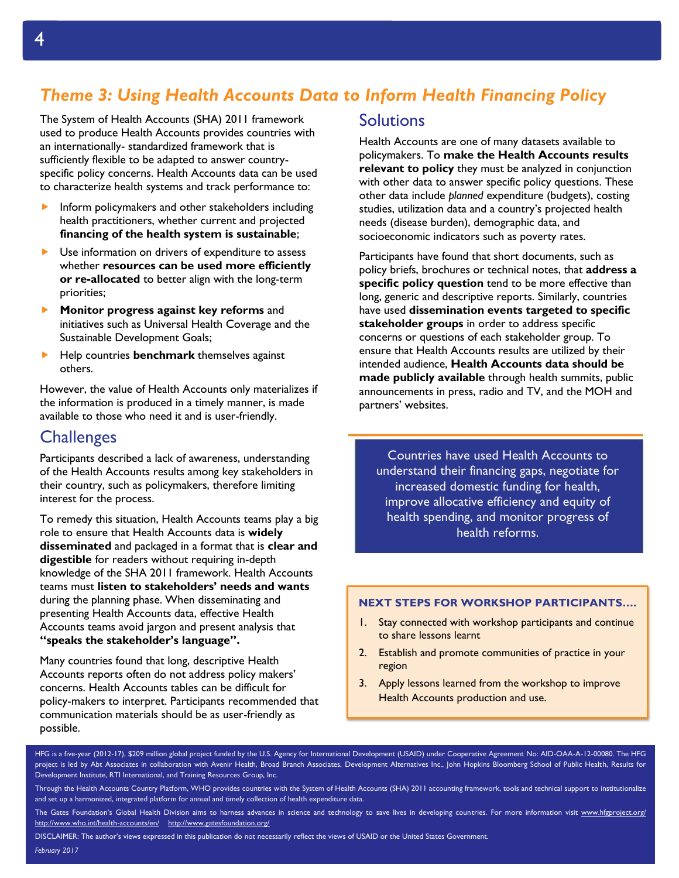## Theme 3: Using Health Accounts Data to Inform Health Financing Policy

The System of Health Accounts (SHA) 2011 framework used to produce Health Accounts provides countries with an internationally- standardized framework that is sufficiently flexible to be adapted to answer country-specific policy concerns. Health Accounts data can be used to characterize health systems and track performance to:

- Inform policymakers and other stakeholders including health practitioners, whether current and projected **financing of the health system is sustainable**;
- Use information on drivers of expenditure to assess whether **resources can be used more efficiently or re-allocated** to better align with the long-term priorities;
- **Monitor progress against key reforms** and initiatives such as Universal Health Coverage and the Sustainable Development Goals;
- Help countries **benchmark** themselves against others.

However, the value of Health Accounts only materializes if the information is produced in a timely manner, is made available to those who need it and is user-friendly.

### Challenges

Participants described a lack of awareness, understanding of the Health Accounts results among key stakeholders in their country, such as policymakers, therefore limiting interest for the process.

To remedy this situation, Health Accounts teams play a big role to ensure that Health Accounts data is **widely disseminated** and packaged in a format that is **clear and digestible** for readers without requiring in-depth knowledge of the SHA 2011 framework. Health Accounts teams must **listen to stakeholders' needs and wants** during the planning phase. When disseminating and presenting Health Accounts data, effective Health Accounts teams avoid jargon and present analysis that **"speaks the stakeholder's language".**

Many countries found that long, descriptive Health Accounts reports often do not address policy makers' concerns. Health Accounts tables can be difficult for policy-makers to interpret. Participants recommended that communication materials should be as user-friendly as possible.

### Solutions

Health Accounts are one of many datasets available to policymakers. To **make the Health Accounts results relevant to policy** they must be analyzed in conjunction with other data to answer specific policy questions. These other data include *planned* expenditure (budgets), costing studies, utilization data and a country's projected health needs (disease burden), demographic data, and socioeconomic indicators such as poverty rates.

Participants have found that short documents, such as policy briefs, brochures or technical notes, that **address a specific policy question** tend to be more effective than long, generic and descriptive reports. Similarly, countries have used **dissemination events targeted to specific stakeholder groups** in order to address specific concerns or questions of each stakeholder group. To ensure that Health Accounts results are utilized by their intended audience, **Health Accounts data should be made publicly available** through health summits, public announcements in press, radio and TV, and the MOH and partners' websites.

Countries have used Health Accounts to understand their financing gaps, negotiate for increased domestic funding for health, improve allocative efficiency and equity of health spending, and monitor progress of health reforms.

**NEXT STEPS FOR WORKSHOP PARTICIPANTS….**

1. Stay connected with workshop participants and continue to share lessons learnt
2. Establish and promote communities of practice in your region
3. Apply lessons learned from the workshop to improve Health Accounts production and use.

HFG is a five-year (2012-17), $209 million global project funded by the U.S. Agency for International Development (USAID) under Cooperative Agreement No: AID-OAA-A-12-00080. The HFG project is led by Abt Associates in collaboration with Avenir Health, Broad Branch Associates, Development Alternatives Inc., John Hopkins Bloomberg School of Public Health, Results for Development Institute, RTI International, and Training Resources Group, Inc.

Through the Health Accounts Country Platform, WHO provides countries with the System of Health Accounts (SHA) 2011 accounting framework, tools and technical support to institutionalize and set up a harmonized, integrated platform for annual and timely collection of health expenditure data.

The Gates Foundation's Global Health Division aims to harness advances in science and technology to save lives in developing countries. For more information visit www.hfgproject.org/ http://www.who.int/health-accounts/en/ http://www.gatesfoundation.org/

DISCLAIMER: The author's views expressed in this publication do not necessarily reflect the views of USAID or the United States Government.

*February 2017*